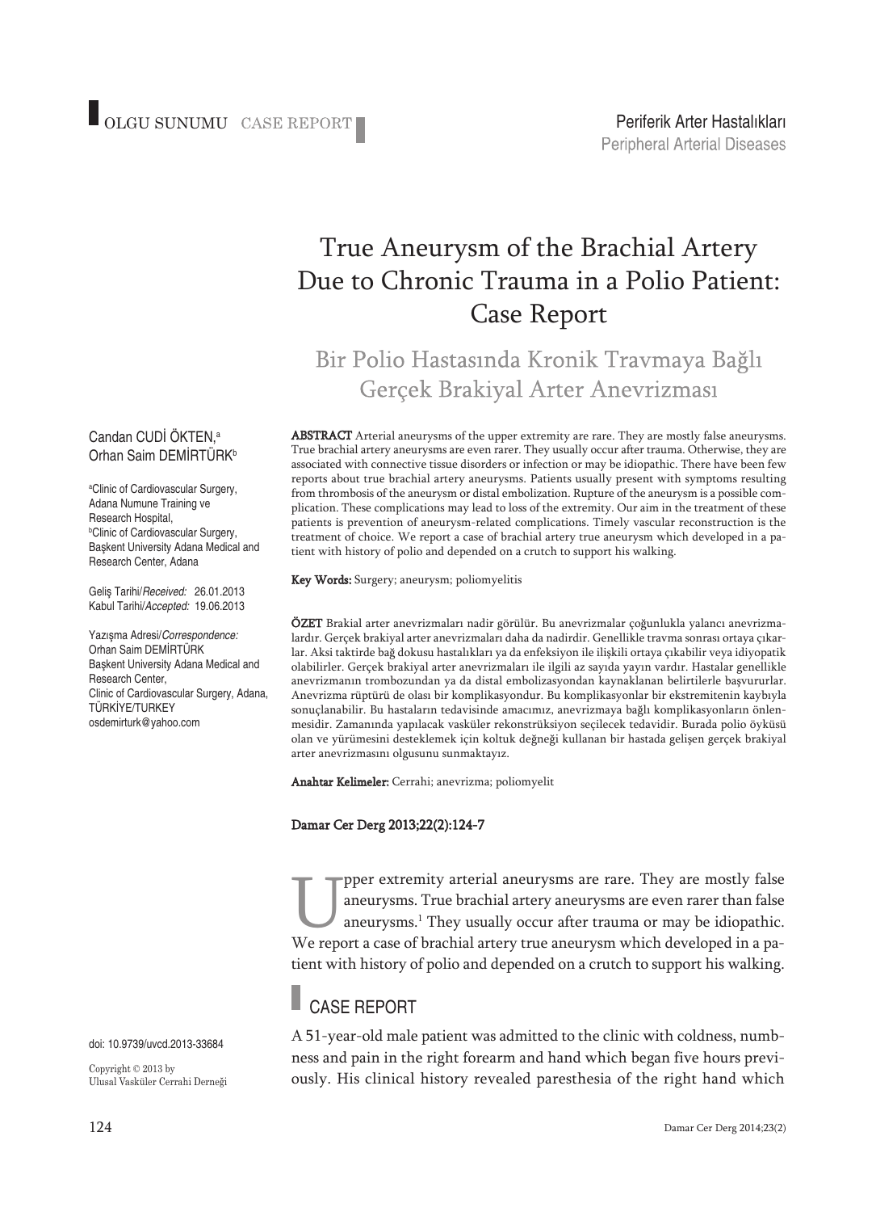OLGU SUNUMU CASE REPORT

Periferik Arter Hastalıkları
Peripheral Arterial Diseases

# True Aneurysm of the Brachial Artery Due to Chronic Trauma in a Polio Patient: Case Report

## Bir Polio Hastasında Kronik Travmaya Bağlı Gerçek Brakiyal Arter Anevrizması

Candan CUDİ ÖKTEN,[a]
Orhan Saim DEMİRTÜRK[b]

[a]Clinic of Cardiovascular Surgery, Adana Numune Training ve Research Hospital,
[b]Clinic of Cardiovascular Surgery, Başkent University Adana Medical and Research Center, Adana

Geliş Tarihi/*Received:* 26.01.2013
Kabul Tarihi/*Accepted:* 19.06.2013

Yazışma Adresi/*Correspondence:*
Orhan Saim DEMİRTÜRK
Başkent University Adana Medical and Research Center,
Clinic of Cardiovascular Surgery, Adana,
TÜRKİYE/TURKEY
osdemirturk@yahoo.com

doi: 10.9739/uvcd.2013-33684

Copyright © 2013 by
Ulusal Vasküler Cerrahi Derneği

**ABSTRACT** Arterial aneurysms of the upper extremity are rare. They are mostly false aneurysms. True brachial artery aneurysms are even rarer. They usually occur after trauma. Otherwise, they are associated with connective tissue disorders or infection or may be idiopathic. There have been few reports about true brachial artery aneurysms. Patients usually present with symptoms resulting from thrombosis of the aneurysm or distal embolization. Rupture of the aneurysm is a possible complication. These complications may lead to loss of the extremity. Our aim in the treatment of these patients is prevention of aneurysm-related complications. Timely vascular reconstruction is the treatment of choice. We report a case of brachial artery true aneurysm which developed in a patient with history of polio and depended on a crutch to support his walking.

**Key Words:** Surgery; aneurysm; poliomyelitis

**ÖZET** Brakial arter anevrizmaları nadir görülür. Bu anevrizmalar çoğunlukla yalancı anevrizmalardır. Gerçek brakiyal arter anevrizmaları daha da nadirdir. Genellikle travma sonrası ortaya çıkarlar. Aksi taktirde bağ dokusu hastalıkları ya da enfeksiyon ile ilişkili ortaya çıkabilir veya idiyopatik olabilirler. Gerçek brakiyal arter anevrizmaları ile ilgili az sayıda yayın vardır. Hastalar genellikle anevrizmanın trombozundan ya da distal embolizasyondan kaynaklanan belirtilerle başvururlar. Anevrizma rüptürü de olası bir komplikasyondur. Bu komplikasyonlar bir ekstremitenin kaybıyla sonuçlanabilir. Bu hastaların tedavisinde amacımız, anevrizmaya bağlı komplikasyonların önlenmesidir. Zamanında yapılacak vasküler rekonstrüksiyon seçilecek tedavidir. Burada polio öyküsü olan ve yürümesini desteklemek için koltuk değneği kullanan bir hastada gelişen gerçek brakiyal arter anevrizmasını olgusunu sunmaktayız.

**Anahtar Kelimeler:** Cerrahi; anevrizma; poliomyelit

**Damar Cer Derg 2013;22(2):124-7**

Upper extremity arterial aneurysms are rare. They are mostly false aneurysms. True brachial artery aneurysms are even rarer than false aneurysms.[1] They usually occur after trauma or may be idiopathic. We report a case of brachial artery true aneurysm which developed in a patient with history of polio and depended on a crutch to support his walking.

## CASE REPORT

A 51-year-old male patient was admitted to the clinic with coldness, numbness and pain in the right forearm and hand which began five hours previously. His clinical history revealed paresthesia of the right hand which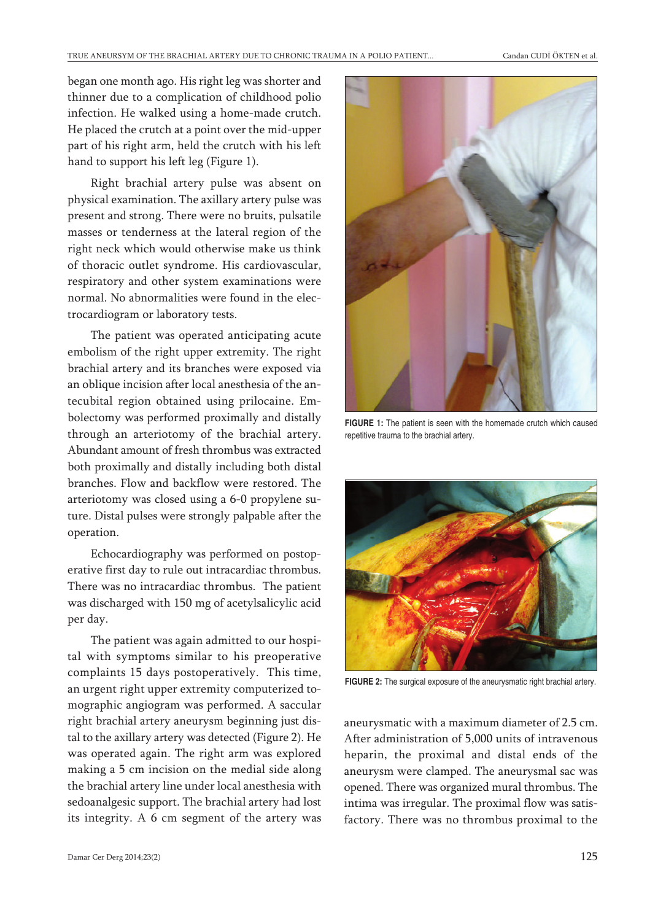began one month ago. His right leg was shorter and thinner due to a complication of childhood polio infection. He walked using a home-made crutch. He placed the crutch at a point over the mid-upper part of his right arm, held the crutch with his left hand to support his left leg (Figure 1).

Right brachial artery pulse was absent on physical examination. The axillary artery pulse was present and strong. There were no bruits, pulsatile masses or tenderness at the lateral region of the right neck which would otherwise make us think of thoracic outlet syndrome. His cardiovascular, respiratory and other system examinations were normal. No abnormalities were found in the electrocardiogram or laboratory tests.

The patient was operated anticipating acute embolism of the right upper extremity. The right brachial artery and its branches were exposed via an oblique incision after local anesthesia of the antecubital region obtained using prilocaine. Embolectomy was performed proximally and distally through an arteriotomy of the brachial artery. Abundant amount of fresh thrombus was extracted both proximally and distally including both distal branches. Flow and backflow were restored. The arteriotomy was closed using a 6-0 propylene suture. Distal pulses were strongly palpable after the operation.

Echocardiography was performed on postoperative first day to rule out intracardiac thrombus. There was no intracardiac thrombus. The patient was discharged with 150 mg of acetylsalicylic acid per day.

The patient was again admitted to our hospital with symptoms similar to his preoperative complaints 15 days postoperatively. This time, an urgent right upper extremity computerized tomographic angiogram was performed. A saccular right brachial artery aneurysm beginning just distal to the axillary artery was detected (Figure 2). He was operated again. The right arm was explored making a 5 cm incision on the medial side along the brachial artery line under local anesthesia with sedoanalgesic support. The brachial artery had lost its integrity. A 6 cm segment of the artery was aneurysmatic with a maximum diameter of 2.5 cm. After administration of 5,000 units of intravenous heparin, the proximal and distal ends of the aneurysm were clamped. The aneurysmal sac was opened. There was organized mural thrombus. The intima was irregular. The proximal flow was satisfactory. There was no thrombus proximal to the

**FIGURE 1:** The patient is seen with the homemade crutch which caused repetitive trauma to the brachial artery.

**FIGURE 2:** The surgical exposure of the aneurysmatic right brachial artery.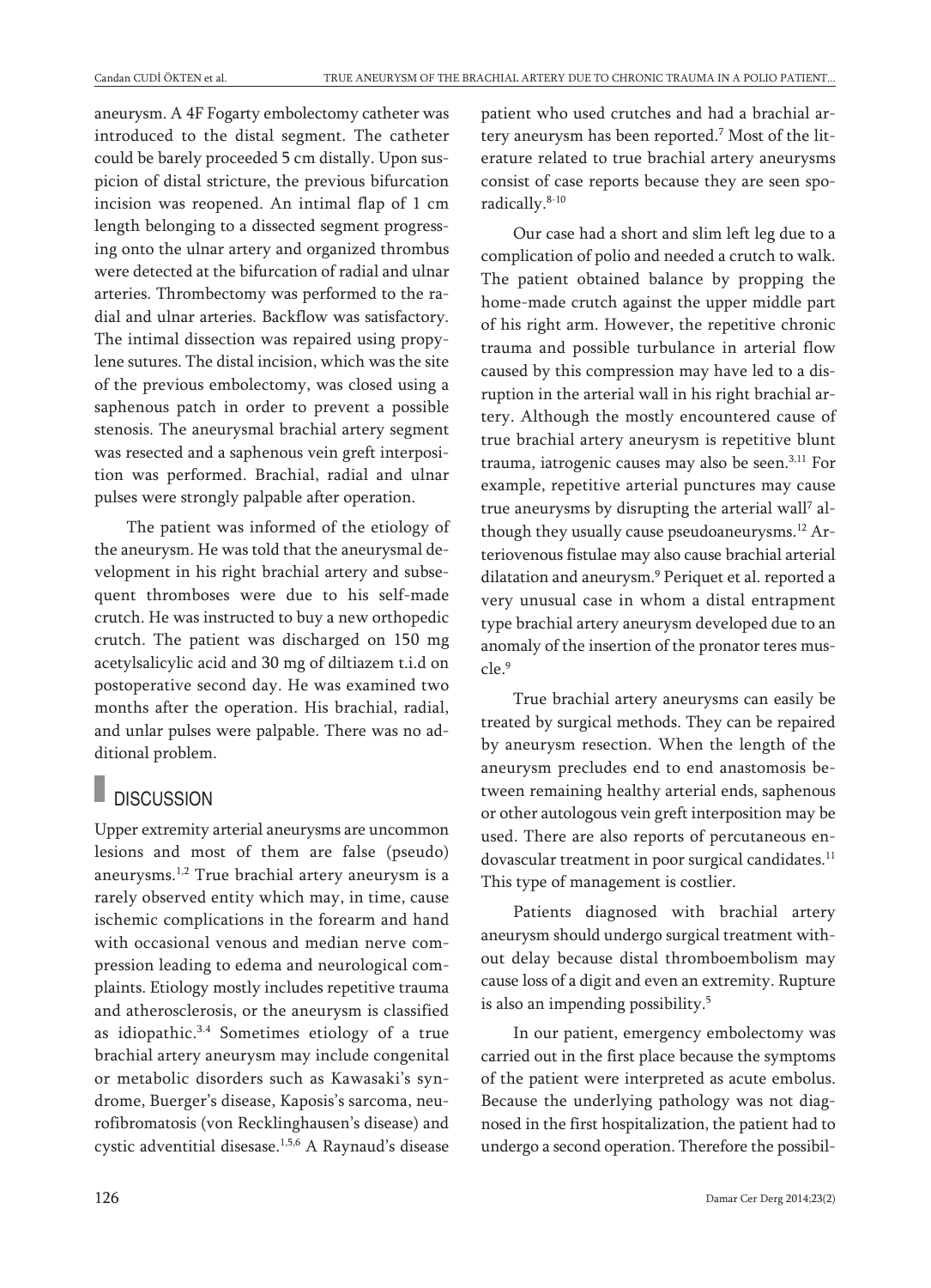aneurysm. A 4F Fogarty embolectomy catheter was introduced to the distal segment. The catheter could be barely proceeded 5 cm distally. Upon suspicion of distal stricture, the previous bifurcation incision was reopened. An intimal flap of 1 cm length belonging to a dissected segment progressing onto the ulnar artery and organized thrombus were detected at the bifurcation of radial and ulnar arteries. Thrombectomy was performed to the radial and ulnar arteries. Backflow was satisfactory. The intimal dissection was repaired using propylene sutures. The distal incision, which was the site of the previous embolectomy, was closed using a saphenous patch in order to prevent a possible stenosis. The aneurysmal brachial artery segment was resected and a saphenous vein greft interposition was performed. Brachial, radial and ulnar pulses were strongly palpable after operation.

The patient was informed of the etiology of the aneurysm. He was told that the aneurysmal development in his right brachial artery and subsequent thromboses were due to his self-made crutch. He was instructed to buy a new orthopedic crutch. The patient was discharged on 150 mg acetylsalicylic acid and 30 mg of diltiazem t.i.d on postoperative second day. He was examined two months after the operation. His brachial, radial, and unlar pulses were palpable. There was no additional problem.

## DISCUSSION

Upper extremity arterial aneurysms are uncommon lesions and most of them are false (pseudo) aneurysms.[1,2] True brachial artery aneurysm is a rarely observed entity which may, in time, cause ischemic complications in the forearm and hand with occasional venous and median nerve compression leading to edema and neurological complaints. Etiology mostly includes repetitive trauma and atherosclerosis, or the aneurysm is classified as idiopathic.[3,4] Sometimes etiology of a true brachial artery aneurysm may include congenital or metabolic disorders such as Kawasaki's syndrome, Buerger's disease, Kaposis's sarcoma, neurofibromatosis (von Recklinghausen's disease) and cystic adventitial disease.[1,5,6] A Raynaud's disease patient who used crutches and had a brachial artery aneurysm has been reported.[7] Most of the literature related to true brachial artery aneurysms consist of case reports because they are seen sporadically.[8-10]

Our case had a short and slim left leg due to a complication of polio and needed a crutch to walk. The patient obtained balance by propping the home-made crutch against the upper middle part of his right arm. However, the repetitive chronic trauma and possible turbulance in arterial flow caused by this compression may have led to a disruption in the arterial wall in his right brachial artery. Although the mostly encountered cause of true brachial artery aneurysm is repetitive blunt trauma, iatrogenic causes may also be seen.[3,11] For example, repetitive arterial punctures may cause true aneurysms by disrupting the arterial wall[7] although they usually cause pseudoaneurysms.[12] Arteriovenous fistulae may also cause brachial arterial dilatation and aneurysm.[9] Periquet et al. reported a very unusual case in whom a distal entrapment type brachial artery aneurysm developed due to an anomaly of the insertion of the pronator teres muscle.[9]

True brachial artery aneurysms can easily be treated by surgical methods. They can be repaired by aneurysm resection. When the length of the aneurysm precludes end to end anastomosis between remaining healthy arterial ends, saphenous or other autologous vein greft interposition may be used. There are also reports of percutaneous endovascular treatment in poor surgical candidates.[11] This type of management is costlier.

Patients diagnosed with brachial artery aneurysm should undergo surgical treatment without delay because distal thromboembolism may cause loss of a digit and even an extremity. Rupture is also an impending possibility.[5]

In our patient, emergency embolectomy was carried out in the first place because the symptoms of the patient were interpreted as acute embolus. Because the underlying pathology was not diagnosed in the first hospitalization, the patient had to undergo a second operation. Therefore the possibil-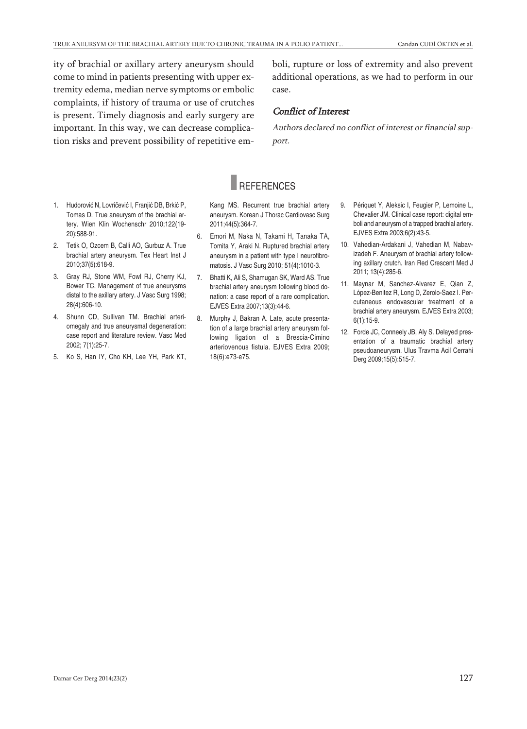ity of brachial or axillary artery aneurysm should come to mind in patients presenting with upper extremity edema, median nerve symptoms or embolic complaints, if history of trauma or use of crutches is present. Timely diagnosis and early surgery are important. In this way, we can decrease complication risks and prevent possibility of repetitive emboli, rupture or loss of extremity and also prevent additional operations, as we had to perform in our case.

### *Conflict of Interest*

*Authors declared no conflict of interest or financial support.*

## REFERENCES

1. Hudorović N, Lovričević I, Franjić DB, Brkić P, Tomas D. True aneurysm of the brachial artery. Wien Klin Wochenschr 2010;122(19-20):588-91.
2. Tetik O, Ozcem B, Calli AO, Gurbuz A. True brachial artery aneurysm. Tex Heart Inst J 2010;37(5):618-9.
3. Gray RJ, Stone WM, Fowl RJ, Cherry KJ, Bower TC. Management of true aneurysms distal to the axillary artery. J Vasc Surg 1998; 28(4):606-10.
4. Shunn CD, Sullivan TM. Brachial arteriomegaly and true aneurysmal degeneration: case report and literature review. Vasc Med 2002; 7(1):25-7.
5. Ko S, Han IY, Cho KH, Lee YH, Park KT, Kang MS. Recurrent true brachial artery aneurysm. Korean J Thorac Cardiovasc Surg 2011;44(5):364-7.
6. Emori M, Naka N, Takami H, Tanaka TA, Tomita Y, Araki N. Ruptured brachial artery aneurysm in a patient with type I neurofibromatosis. J Vasc Surg 2010; 51(4):1010-3.
7. Bhatti K, Ali S, Shamugan SK, Ward AS. True brachial artery aneurysm following blood donation: a case report of a rare complication. EJVES Extra 2007;13(3):44-6.
8. Murphy J, Bakran A. Late, acute presentation of a large brachial artery aneurysm following ligation of a Brescia-Cimino arteriovenous fistula. EJVES Extra 2009; 18(6):e73-e75.
9. Périquet Y, Aleksic I, Feugier P, Lemoine L, Chevalier JM. Clinical case report: digital emboli and aneurysm of a trapped brachial artery. EJVES Extra 2003;6(2):43-5.
10. Vahedian-Ardakani J, Vahedian M, Nabavizadeh F. Aneurysm of brachial artery following axillary crutch. Iran Red Crescent Med J 2011; 13(4):285-6.
11. Maynar M, Sanchez-Alvarez E, Qian Z, López-Benitez R, Long D, Zerolo-Saez I. Percutaneous endovascular treatment of a brachial artery aneurysm. EJVES Extra 2003; 6(1):15-9.
12. Forde JC, Conneely JB, Aly S. Delayed presentation of a traumatic brachial artery pseudoaneurysm. Ulus Travma Acil Cerrahi Derg 2009;15(5):515-7.